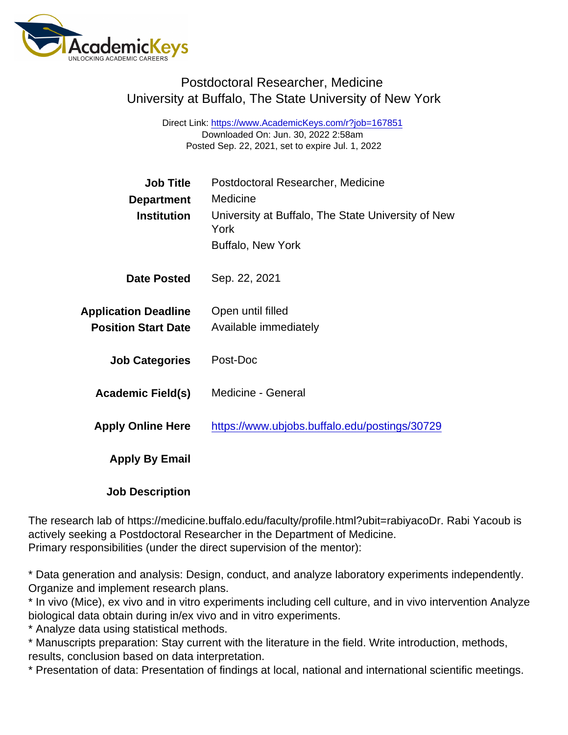# Postdoctoral Researcher, Medicine

## University at Buffalo, The State University of New York

Direct Link: https://www.AcademicKeys.com/r?job=167851
Downloaded On: Jun. 30, 2022 2:58am
Posted Sep. 22, 2021, set to expire Jul. 1, 2022

| | |
|---|---|
| **Job Title** | Postdoctoral Researcher, Medicine |
| **Department** | Medicine |
| **Institution** | University at Buffalo, The State University of New York<br>Buffalo, New York |
| **Date Posted** | Sep. 22, 2021 |
| **Application Deadline** | Open until filled |
| **Position Start Date** | Available immediately |
| **Job Categories** | Post-Doc |
| **Academic Field(s)** | Medicine - General |
| **Apply Online Here** | https://www.ubjobs.buffalo.edu/postings/30729 |
| **Apply By Email** | |

**Job Description**

The research lab of https://medicine.buffalo.edu/faculty/profile.html?ubit=rabiyacoDr. Rabi Yacoub is actively seeking a Postdoctoral Researcher in the Department of Medicine.
Primary responsibilities (under the direct supervision of the mentor):

* Data generation and analysis: Design, conduct, and analyze laboratory experiments independently. Organize and implement research plans.
* In vivo (Mice), ex vivo and in vitro experiments including cell culture, and in vivo intervention Analyze biological data obtain during in/ex vivo and in vitro experiments.
* Analyze data using statistical methods.
* Manuscripts preparation: Stay current with the literature in the field. Write introduction, methods, results, conclusion based on data interpretation.
* Presentation of data: Presentation of findings at local, national and international scientific meetings.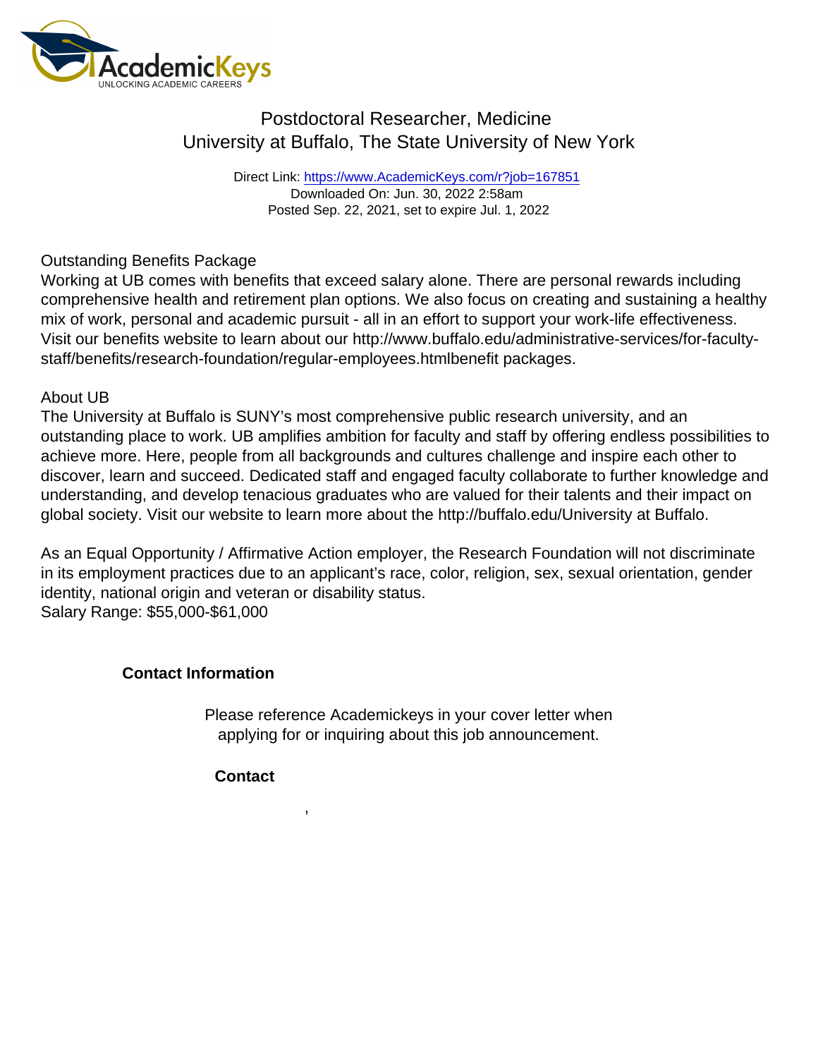Postdoctoral Researcher, Medicine
University at Buffalo, The State University of New York

Direct Link: https://www.AcademicKeys.com/r?job=167851
Downloaded On: Jun. 30, 2022 2:58am
Posted Sep. 22, 2021, set to expire Jul. 1, 2022

Outstanding Benefits Package
Working at UB comes with benefits that exceed salary alone. There are personal rewards including comprehensive health and retirement plan options. We also focus on creating and sustaining a healthy mix of work, personal and academic pursuit - all in an effort to support your work-life effectiveness. Visit our benefits website to learn about our http://www.buffalo.edu/administrative-services/for-faculty-staff/benefits/research-foundation/regular-employees.htmlbenefit packages.

About UB
The University at Buffalo is SUNY's most comprehensive public research university, and an outstanding place to work. UB amplifies ambition for faculty and staff by offering endless possibilities to achieve more. Here, people from all backgrounds and cultures challenge and inspire each other to discover, learn and succeed. Dedicated staff and engaged faculty collaborate to further knowledge and understanding, and develop tenacious graduates who are valued for their talents and their impact on global society. Visit our website to learn more about the http://buffalo.edu/University at Buffalo.

As an Equal Opportunity / Affirmative Action employer, the Research Foundation will not discriminate in its employment practices due to an applicant's race, color, religion, sex, sexual orientation, gender identity, national origin and veteran or disability status.
Salary Range: $55,000-$61,000

**Contact Information**

Please reference Academickeys in your cover letter when applying for or inquiring about this job announcement.

**Contact**

,